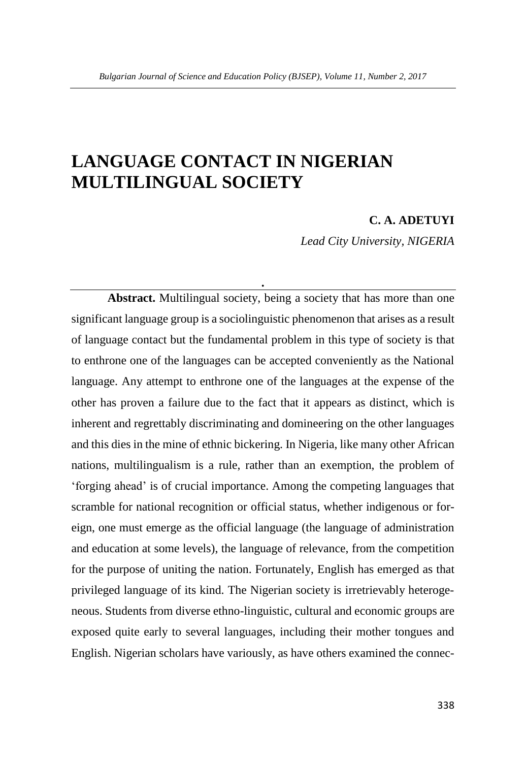# LANGUAGE CONTACT IN NIGERIAN MULTILINGUAL SOCIETY

**C. A. ADETUYI**

*Lead City University, NIGERIA*

**Abstract.** Multilingual society, being a society that has more than one significant language group is a sociolinguistic phenomenon that arises as a result of language contact but the fundamental problem in this type of society is that to enthrone one of the languages can be accepted conveniently as the National language. Any attempt to enthrone one of the languages at the expense of the other has proven a failure due to the fact that it appears as distinct, which is inherent and regrettably discriminating and domineering on the other languages and this dies in the mine of ethnic bickering. In Nigeria, like many other African nations, multilingualism is a rule, rather than an exemption, the problem of 'forging ahead' is of crucial importance. Among the competing languages that scramble for national recognition or official status, whether indigenous or foreign, one must emerge as the official language (the language of administration and education at some levels), the language of relevance, from the competition for the purpose of uniting the nation. Fortunately, English has emerged as that privileged language of its kind. The Nigerian society is irretrievably heterogeneous. Students from diverse ethno-linguistic, cultural and economic groups are exposed quite early to several languages, including their mother tongues and English. Nigerian scholars have variously, as have others examined the connec-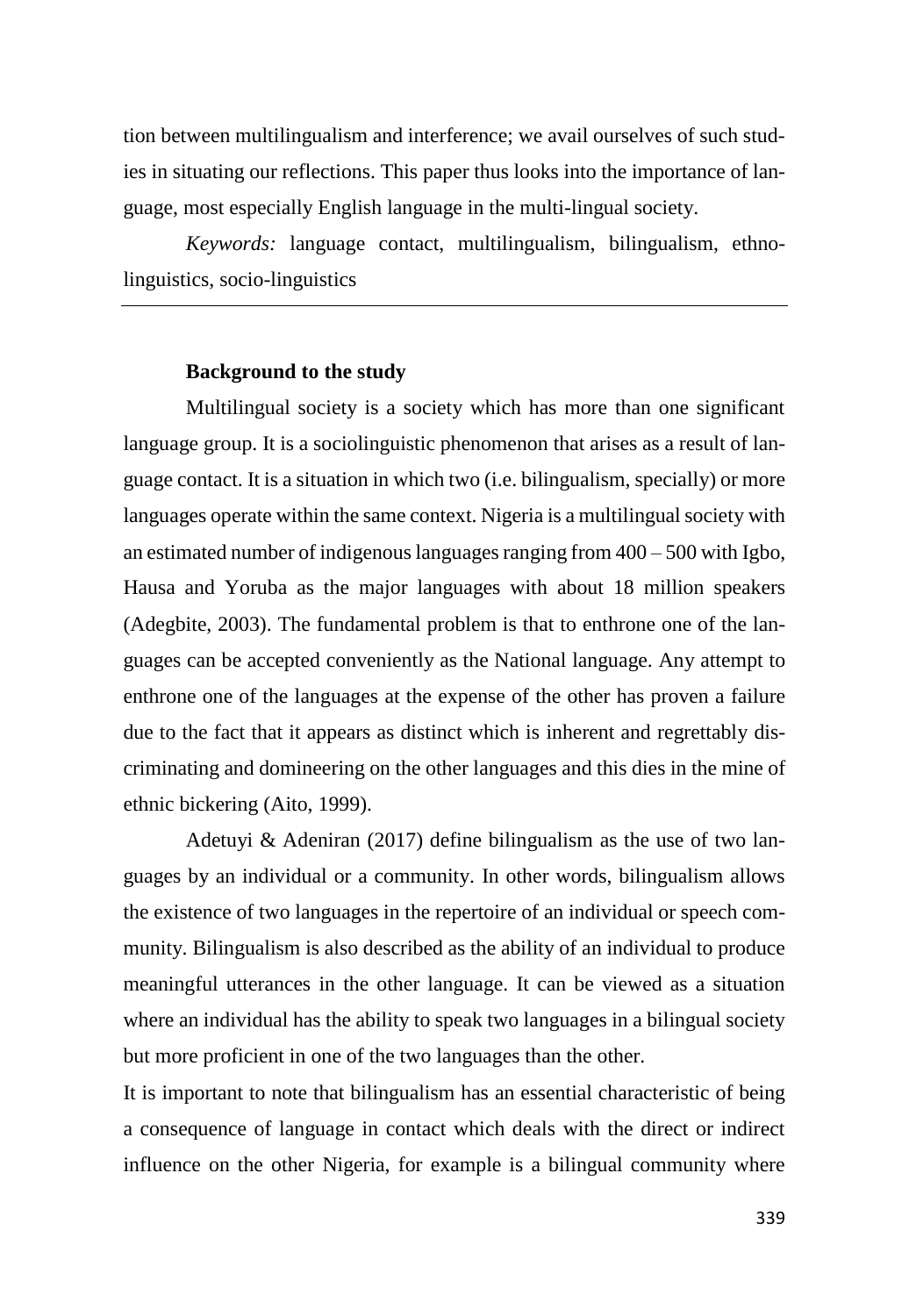tion between multilingualism and interference; we avail ourselves of such studies in situating our reflections. This paper thus looks into the importance of language, most especially English language in the multi-lingual society.

*Keywords:* language contact, multilingualism, bilingualism, ethnolinguistics, socio-linguistics

---

**Background to the study**

Multilingual society is a society which has more than one significant language group. It is a sociolinguistic phenomenon that arises as a result of language contact. It is a situation in which two (i.e. bilingualism, specially) or more languages operate within the same context. Nigeria is a multilingual society with an estimated number of indigenous languages ranging from 400 – 500 with Igbo, Hausa and Yoruba as the major languages with about 18 million speakers (Adegbite, 2003). The fundamental problem is that to enthrone one of the languages can be accepted conveniently as the National language. Any attempt to enthrone one of the languages at the expense of the other has proven a failure due to the fact that it appears as distinct which is inherent and regrettably discriminating and domineering on the other languages and this dies in the mine of ethnic bickering (Aito, 1999).

Adetuyi & Adeniran (2017) define bilingualism as the use of two languages by an individual or a community. In other words, bilingualism allows the existence of two languages in the repertoire of an individual or speech community. Bilingualism is also described as the ability of an individual to produce meaningful utterances in the other language. It can be viewed as a situation where an individual has the ability to speak two languages in a bilingual society but more proficient in one of the two languages than the other.

It is important to note that bilingualism has an essential characteristic of being a consequence of language in contact which deals with the direct or indirect influence on the other Nigeria, for example is a bilingual community where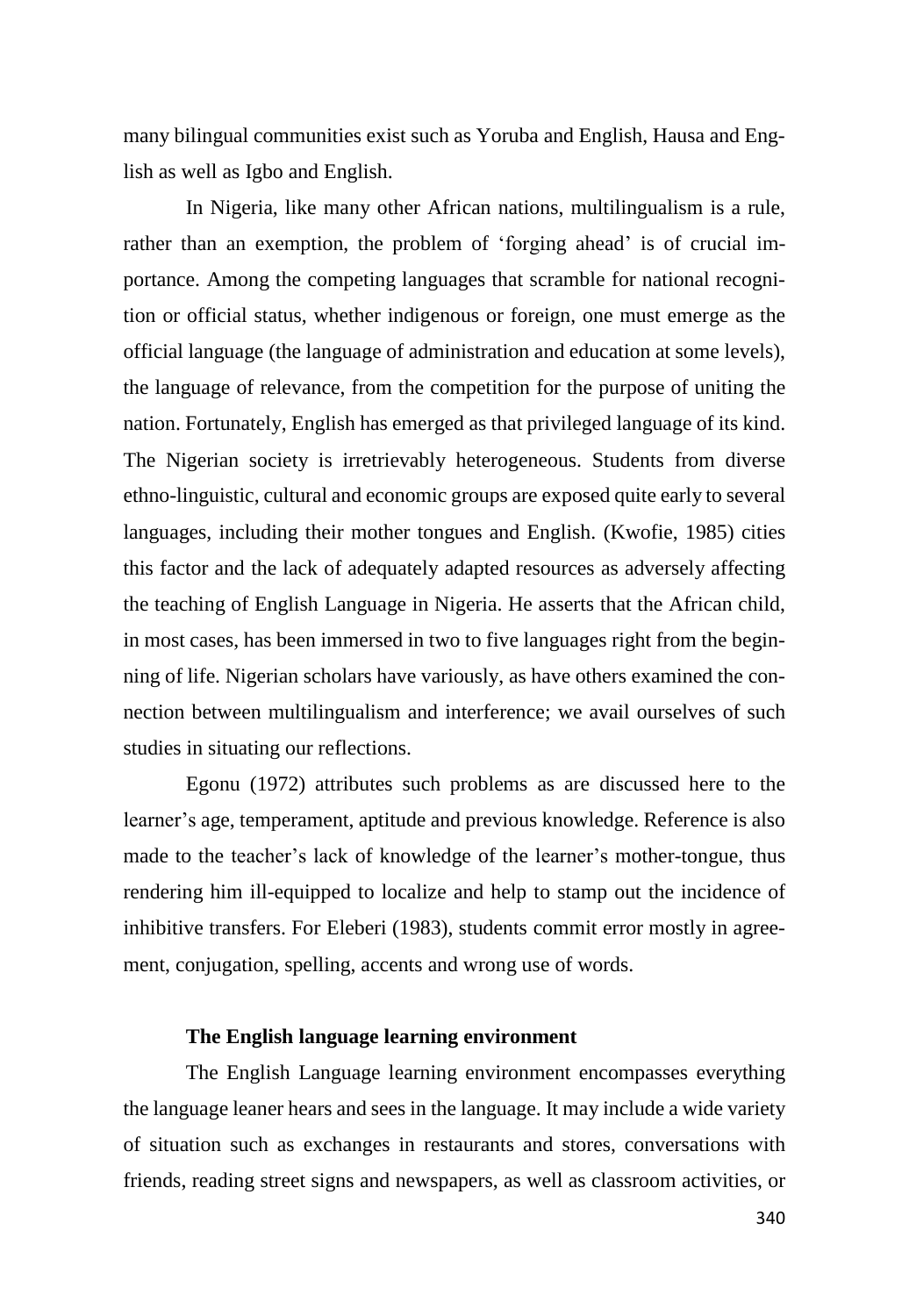many bilingual communities exist such as Yoruba and English, Hausa and English as well as Igbo and English.

In Nigeria, like many other African nations, multilingualism is a rule, rather than an exemption, the problem of 'forging ahead' is of crucial importance. Among the competing languages that scramble for national recognition or official status, whether indigenous or foreign, one must emerge as the official language (the language of administration and education at some levels), the language of relevance, from the competition for the purpose of uniting the nation. Fortunately, English has emerged as that privileged language of its kind. The Nigerian society is irretrievably heterogeneous. Students from diverse ethno-linguistic, cultural and economic groups are exposed quite early to several languages, including their mother tongues and English. (Kwofie, 1985) cities this factor and the lack of adequately adapted resources as adversely affecting the teaching of English Language in Nigeria. He asserts that the African child, in most cases, has been immersed in two to five languages right from the beginning of life. Nigerian scholars have variously, as have others examined the connection between multilingualism and interference; we avail ourselves of such studies in situating our reflections.

Egonu (1972) attributes such problems as are discussed here to the learner's age, temperament, aptitude and previous knowledge. Reference is also made to the teacher's lack of knowledge of the learner's mother-tongue, thus rendering him ill-equipped to localize and help to stamp out the incidence of inhibitive transfers. For Eleberi (1983), students commit error mostly in agreement, conjugation, spelling, accents and wrong use of words.

**The English language learning environment**

The English Language learning environment encompasses everything the language leaner hears and sees in the language. It may include a wide variety of situation such as exchanges in restaurants and stores, conversations with friends, reading street signs and newspapers, as well as classroom activities, or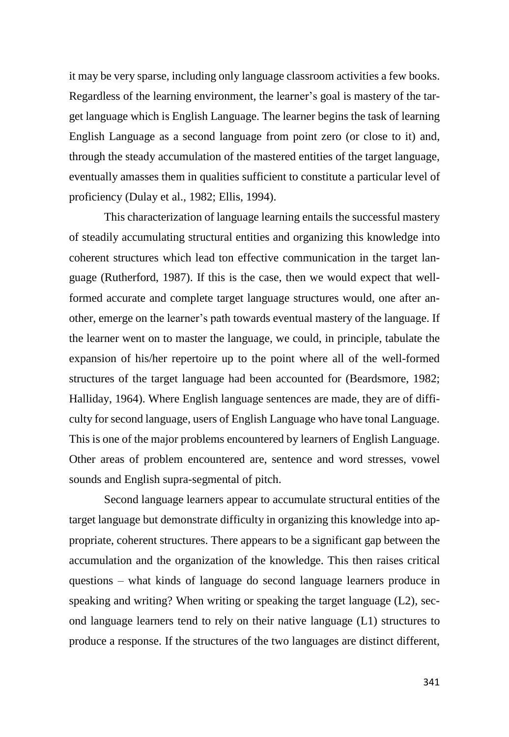it may be very sparse, including only language classroom activities a few books. Regardless of the learning environment, the learner's goal is mastery of the target language which is English Language. The learner begins the task of learning English Language as a second language from point zero (or close to it) and, through the steady accumulation of the mastered entities of the target language, eventually amasses them in qualities sufficient to constitute a particular level of proficiency (Dulay et al., 1982; Ellis, 1994).

This characterization of language learning entails the successful mastery of steadily accumulating structural entities and organizing this knowledge into coherent structures which lead ton effective communication in the target language (Rutherford, 1987). If this is the case, then we would expect that well-formed accurate and complete target language structures would, one after another, emerge on the learner's path towards eventual mastery of the language. If the learner went on to master the language, we could, in principle, tabulate the expansion of his/her repertoire up to the point where all of the well-formed structures of the target language had been accounted for (Beardsmore, 1982; Halliday, 1964). Where English language sentences are made, they are of difficulty for second language, users of English Language who have tonal Language. This is one of the major problems encountered by learners of English Language. Other areas of problem encountered are, sentence and word stresses, vowel sounds and English supra-segmental of pitch.

Second language learners appear to accumulate structural entities of the target language but demonstrate difficulty in organizing this knowledge into appropriate, coherent structures. There appears to be a significant gap between the accumulation and the organization of the knowledge. This then raises critical questions – what kinds of language do second language learners produce in speaking and writing? When writing or speaking the target language (L2), second language learners tend to rely on their native language (L1) structures to produce a response. If the structures of the two languages are distinct different,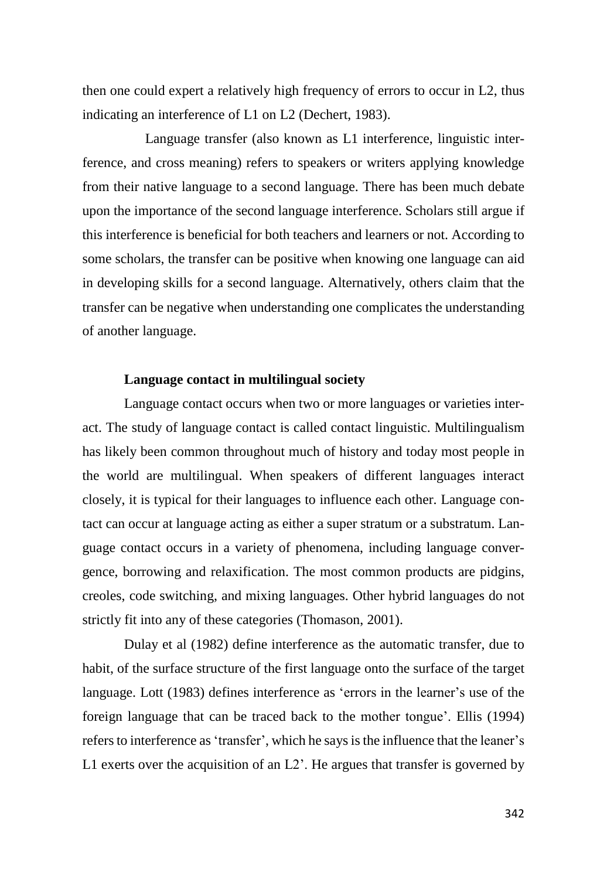then one could expert a relatively high frequency of errors to occur in L2, thus indicating an interference of L1 on L2 (Dechert, 1983).

Language transfer (also known as L1 interference, linguistic interference, and cross meaning) refers to speakers or writers applying knowledge from their native language to a second language. There has been much debate upon the importance of the second language interference. Scholars still argue if this interference is beneficial for both teachers and learners or not. According to some scholars, the transfer can be positive when knowing one language can aid in developing skills for a second language. Alternatively, others claim that the transfer can be negative when understanding one complicates the understanding of another language.

**Language contact in multilingual society**

Language contact occurs when two or more languages or varieties interact. The study of language contact is called contact linguistic. Multilingualism has likely been common throughout much of history and today most people in the world are multilingual. When speakers of different languages interact closely, it is typical for their languages to influence each other. Language contact can occur at language acting as either a super stratum or a substratum. Language contact occurs in a variety of phenomena, including language convergence, borrowing and relaxification. The most common products are pidgins, creoles, code switching, and mixing languages. Other hybrid languages do not strictly fit into any of these categories (Thomason, 2001).

Dulay et al (1982) define interference as the automatic transfer, due to habit, of the surface structure of the first language onto the surface of the target language. Lott (1983) defines interference as 'errors in the learner's use of the foreign language that can be traced back to the mother tongue'. Ellis (1994) refers to interference as 'transfer', which he says is the influence that the leaner's L1 exerts over the acquisition of an L2'. He argues that transfer is governed by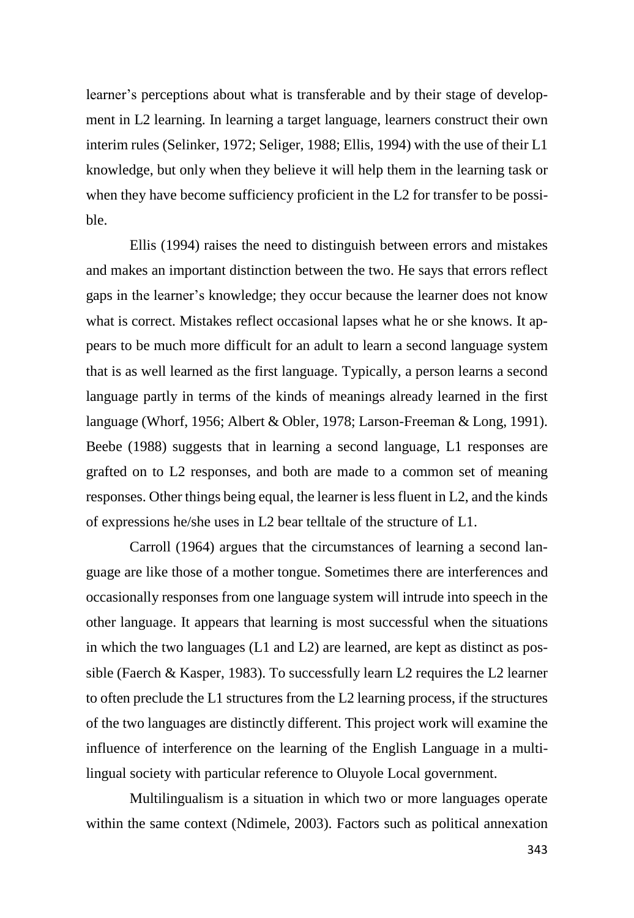learner's perceptions about what is transferable and by their stage of development in L2 learning. In learning a target language, learners construct their own interim rules (Selinker, 1972; Seliger, 1988; Ellis, 1994) with the use of their L1 knowledge, but only when they believe it will help them in the learning task or when they have become sufficiency proficient in the L2 for transfer to be possible.

Ellis (1994) raises the need to distinguish between errors and mistakes and makes an important distinction between the two. He says that errors reflect gaps in the learner's knowledge; they occur because the learner does not know what is correct. Mistakes reflect occasional lapses what he or she knows. It appears to be much more difficult for an adult to learn a second language system that is as well learned as the first language. Typically, a person learns a second language partly in terms of the kinds of meanings already learned in the first language (Whorf, 1956; Albert & Obler, 1978; Larson-Freeman & Long, 1991). Beebe (1988) suggests that in learning a second language, L1 responses are grafted on to L2 responses, and both are made to a common set of meaning responses. Other things being equal, the learner is less fluent in L2, and the kinds of expressions he/she uses in L2 bear telltale of the structure of L1.

Carroll (1964) argues that the circumstances of learning a second language are like those of a mother tongue. Sometimes there are interferences and occasionally responses from one language system will intrude into speech in the other language. It appears that learning is most successful when the situations in which the two languages (L1 and L2) are learned, are kept as distinct as possible (Faerch & Kasper, 1983). To successfully learn L2 requires the L2 learner to often preclude the L1 structures from the L2 learning process, if the structures of the two languages are distinctly different. This project work will examine the influence of interference on the learning of the English Language in a multilingual society with particular reference to Oluyole Local government.

Multilingualism is a situation in which two or more languages operate within the same context (Ndimele, 2003). Factors such as political annexation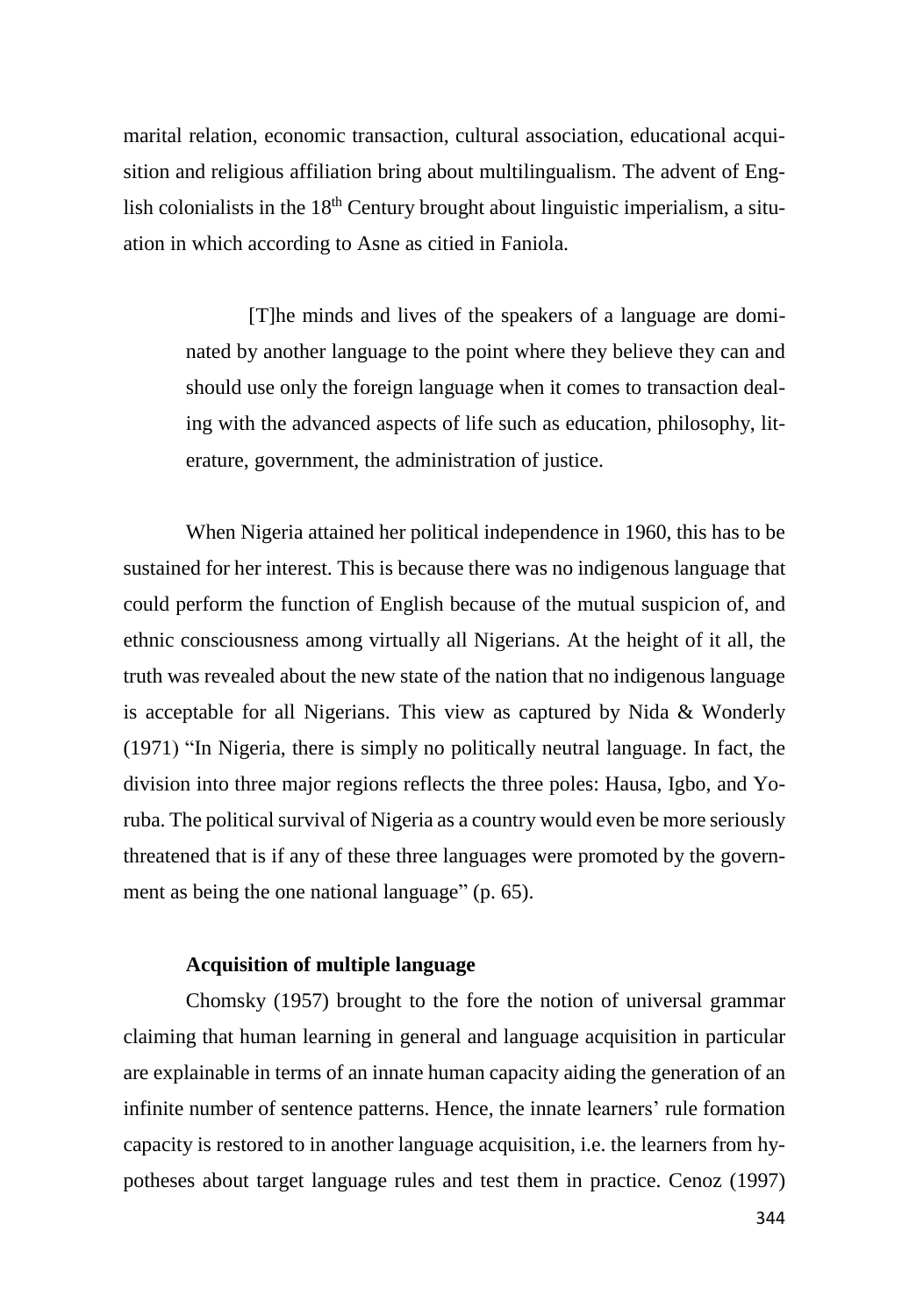marital relation, economic transaction, cultural association, educational acquisition and religious affiliation bring about multilingualism. The advent of English colonialists in the 18th Century brought about linguistic imperialism, a situation in which according to Asne as citied in Faniola.

> [T]he minds and lives of the speakers of a language are dominated by another language to the point where they believe they can and should use only the foreign language when it comes to transaction dealing with the advanced aspects of life such as education, philosophy, literature, government, the administration of justice.

When Nigeria attained her political independence in 1960, this has to be sustained for her interest. This is because there was no indigenous language that could perform the function of English because of the mutual suspicion of, and ethnic consciousness among virtually all Nigerians. At the height of it all, the truth was revealed about the new state of the nation that no indigenous language is acceptable for all Nigerians. This view as captured by Nida & Wonderly (1971) "In Nigeria, there is simply no politically neutral language. In fact, the division into three major regions reflects the three poles: Hausa, Igbo, and Yoruba. The political survival of Nigeria as a country would even be more seriously threatened that is if any of these three languages were promoted by the government as being the one national language" (p. 65).

**Acquisition of multiple language**

Chomsky (1957) brought to the fore the notion of universal grammar claiming that human learning in general and language acquisition in particular are explainable in terms of an innate human capacity aiding the generation of an infinite number of sentence patterns. Hence, the innate learners' rule formation capacity is restored to in another language acquisition, i.e. the learners from hypotheses about target language rules and test them in practice. Cenoz (1997)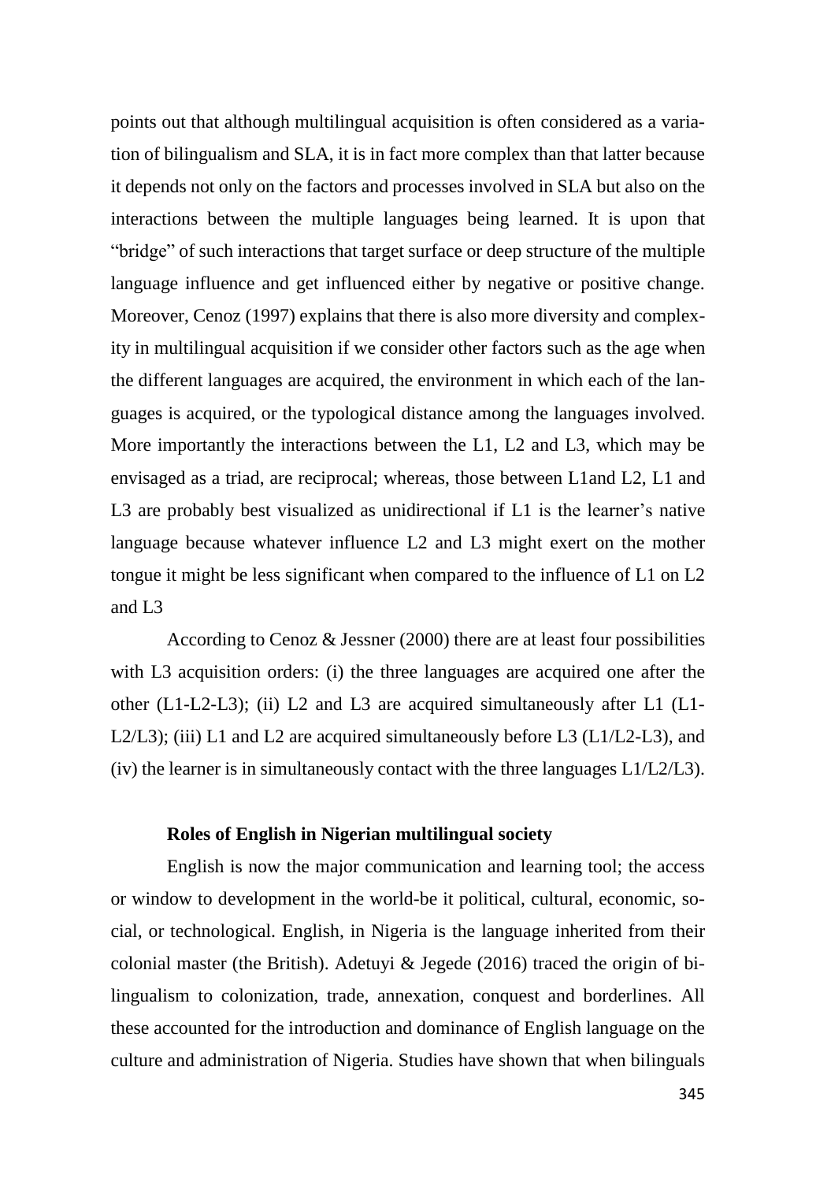points out that although multilingual acquisition is often considered as a variation of bilingualism and SLA, it is in fact more complex than that latter because it depends not only on the factors and processes involved in SLA but also on the interactions between the multiple languages being learned. It is upon that "bridge" of such interactions that target surface or deep structure of the multiple language influence and get influenced either by negative or positive change. Moreover, Cenoz (1997) explains that there is also more diversity and complexity in multilingual acquisition if we consider other factors such as the age when the different languages are acquired, the environment in which each of the languages is acquired, or the typological distance among the languages involved. More importantly the interactions between the L1, L2 and L3, which may be envisaged as a triad, are reciprocal; whereas, those between L1and L2, L1 and L3 are probably best visualized as unidirectional if L1 is the learner's native language because whatever influence L2 and L3 might exert on the mother tongue it might be less significant when compared to the influence of L1 on L2 and L3

According to Cenoz & Jessner (2000) there are at least four possibilities with L3 acquisition orders: (i) the three languages are acquired one after the other (L1-L2-L3); (ii) L2 and L3 are acquired simultaneously after L1 (L1-L2/L3); (iii) L1 and L2 are acquired simultaneously before L3 (L1/L2-L3), and (iv) the learner is in simultaneously contact with the three languages L1/L2/L3).

**Roles of English in Nigerian multilingual society**

English is now the major communication and learning tool; the access or window to development in the world-be it political, cultural, economic, social, or technological. English, in Nigeria is the language inherited from their colonial master (the British). Adetuyi & Jegede (2016) traced the origin of bilingualism to colonization, trade, annexation, conquest and borderlines. All these accounted for the introduction and dominance of English language on the culture and administration of Nigeria. Studies have shown that when bilinguals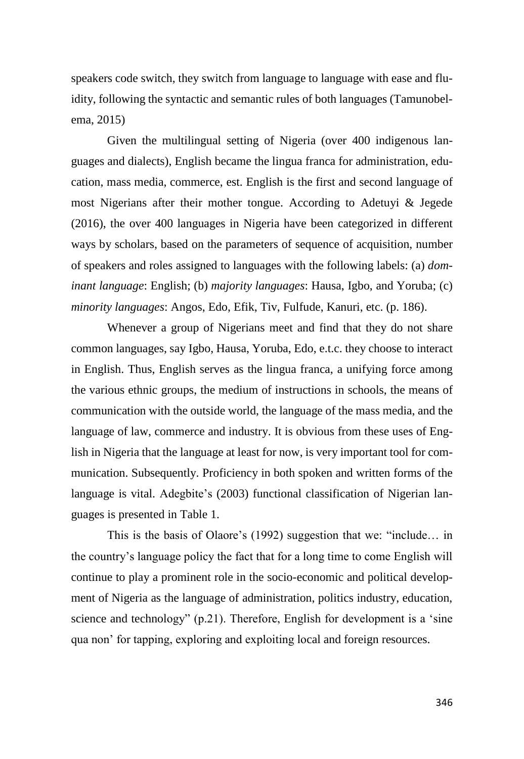speakers code switch, they switch from language to language with ease and fluidity, following the syntactic and semantic rules of both languages (Tamunobelema, 2015)

Given the multilingual setting of Nigeria (over 400 indigenous languages and dialects), English became the lingua franca for administration, education, mass media, commerce, est. English is the first and second language of most Nigerians after their mother tongue. According to Adetuyi & Jegede (2016), the over 400 languages in Nigeria have been categorized in different ways by scholars, based on the parameters of sequence of acquisition, number of speakers and roles assigned to languages with the following labels: (a) *dominant language*: English; (b) *majority languages*: Hausa, Igbo, and Yoruba; (c) *minority languages*: Angos, Edo, Efik, Tiv, Fulfude, Kanuri, etc. (p. 186).

Whenever a group of Nigerians meet and find that they do not share common languages, say Igbo, Hausa, Yoruba, Edo, e.t.c. they choose to interact in English. Thus, English serves as the lingua franca, a unifying force among the various ethnic groups, the medium of instructions in schools, the means of communication with the outside world, the language of the mass media, and the language of law, commerce and industry. It is obvious from these uses of English in Nigeria that the language at least for now, is very important tool for communication. Subsequently. Proficiency in both spoken and written forms of the language is vital. Adegbite's (2003) functional classification of Nigerian languages is presented in Table 1.

This is the basis of Olaore's (1992) suggestion that we: "include… in the country's language policy the fact that for a long time to come English will continue to play a prominent role in the socio-economic and political development of Nigeria as the language of administration, politics industry, education, science and technology" (p.21). Therefore, English for development is a 'sine qua non' for tapping, exploring and exploiting local and foreign resources.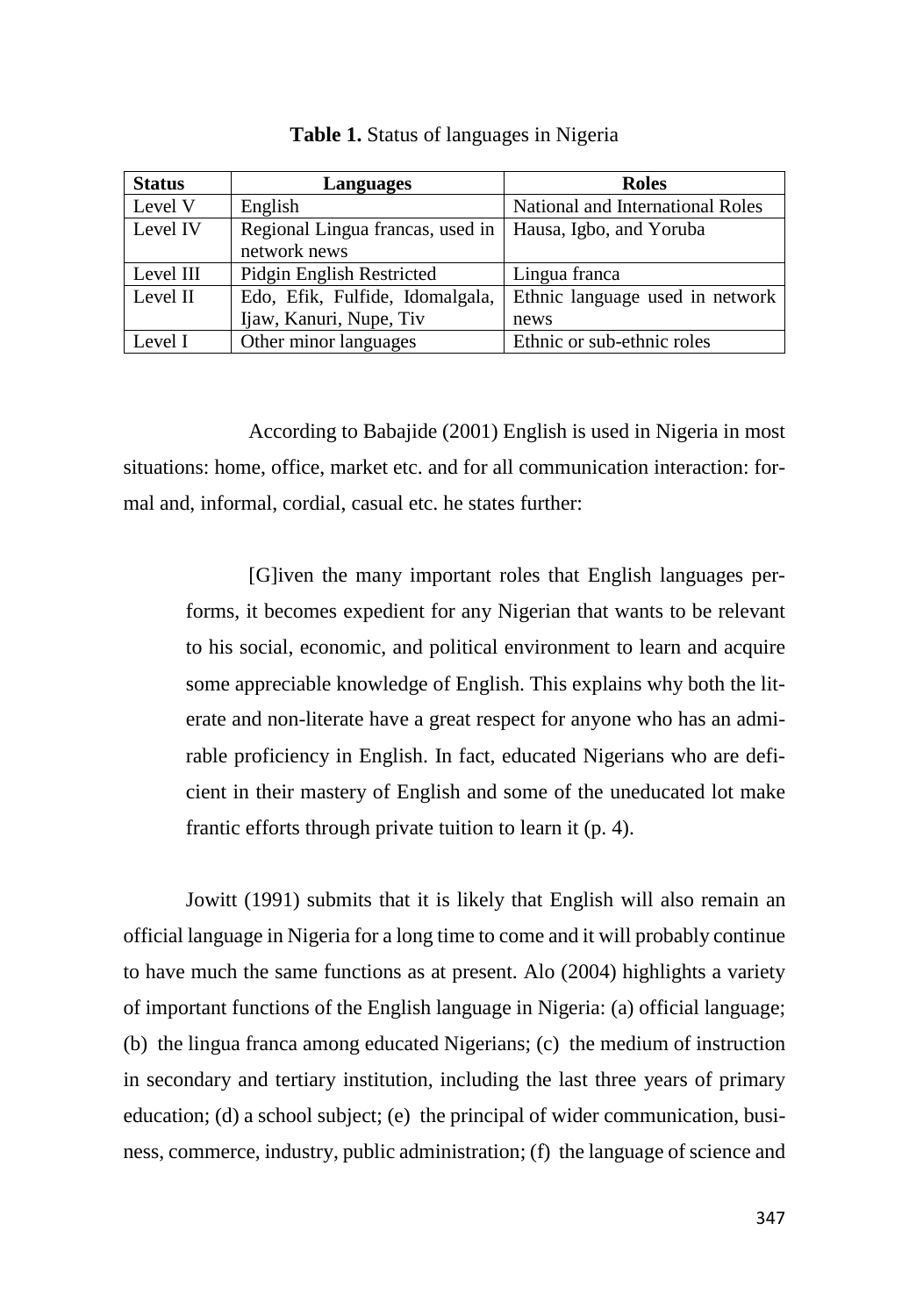**Table 1.** Status of languages in Nigeria

| Status | Languages | Roles |
|---|---|---|
| Level V | English | National and International Roles |
| Level IV | Regional Lingua francas, used in network news | Hausa, Igbo, and Yoruba |
| Level III | Pidgin English Restricted | Lingua franca |
| Level II | Edo, Efik, Fulfide, Idomalgala, Ijaw, Kanuri, Nupe, Tiv | Ethnic language used in network news |
| Level I | Other minor languages | Ethnic or sub-ethnic roles |

According to Babajide (2001) English is used in Nigeria in most situations: home, office, market etc. and for all communication interaction: formal and, informal, cordial, casual etc. he states further:

> [G]iven the many important roles that English languages performs, it becomes expedient for any Nigerian that wants to be relevant to his social, economic, and political environment to learn and acquire some appreciable knowledge of English. This explains why both the literate and non-literate have a great respect for anyone who has an admirable proficiency in English. In fact, educated Nigerians who are deficient in their mastery of English and some of the uneducated lot make frantic efforts through private tuition to learn it (p. 4).

Jowitt (1991) submits that it is likely that English will also remain an official language in Nigeria for a long time to come and it will probably continue to have much the same functions as at present. Alo (2004) highlights a variety of important functions of the English language in Nigeria: (a) official language; (b) the lingua franca among educated Nigerians; (c) the medium of instruction in secondary and tertiary institution, including the last three years of primary education; (d) a school subject; (e) the principal of wider communication, business, commerce, industry, public administration; (f) the language of science and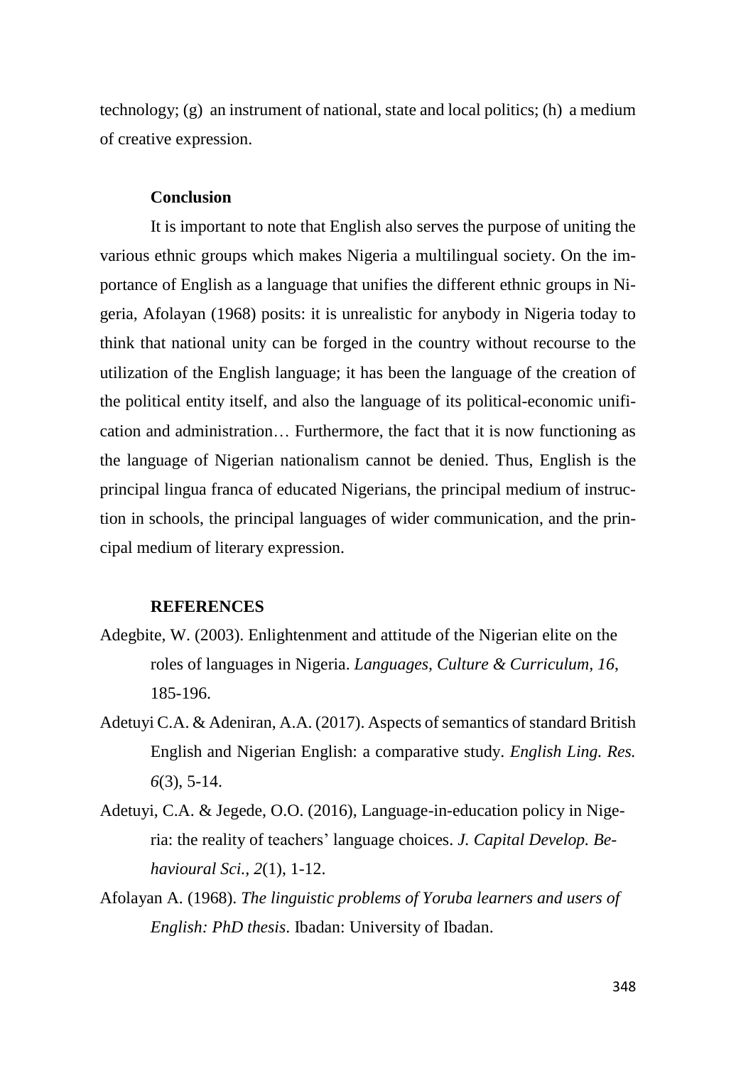technology; (g) an instrument of national, state and local politics; (h) a medium of creative expression.

## Conclusion

It is important to note that English also serves the purpose of uniting the various ethnic groups which makes Nigeria a multilingual society. On the importance of English as a language that unifies the different ethnic groups in Nigeria, Afolayan (1968) posits: it is unrealistic for anybody in Nigeria today to think that national unity can be forged in the country without recourse to the utilization of the English language; it has been the language of the creation of the political entity itself, and also the language of its political-economic unification and administration… Furthermore, the fact that it is now functioning as the language of Nigerian nationalism cannot be denied. Thus, English is the principal lingua franca of educated Nigerians, the principal medium of instruction in schools, the principal languages of wider communication, and the principal medium of literary expression.

## REFERENCES

Adegbite, W. (2003). Enlightenment and attitude of the Nigerian elite on the roles of languages in Nigeria. *Languages, Culture & Curriculum, 16*, 185-196.

Adetuyi C.A. & Adeniran, A.A. (2017). Aspects of semantics of standard British English and Nigerian English: a comparative study. *English Ling. Res. 6*(3), 5-14.

Adetuyi, C.A. & Jegede, O.O. (2016), Language-in-education policy in Nigeria: the reality of teachers' language choices. *J. Capital Develop. Behavioural Sci., 2*(1), 1-12.

Afolayan A. (1968). *The linguistic problems of Yoruba learners and users of English: PhD thesis*. Ibadan: University of Ibadan.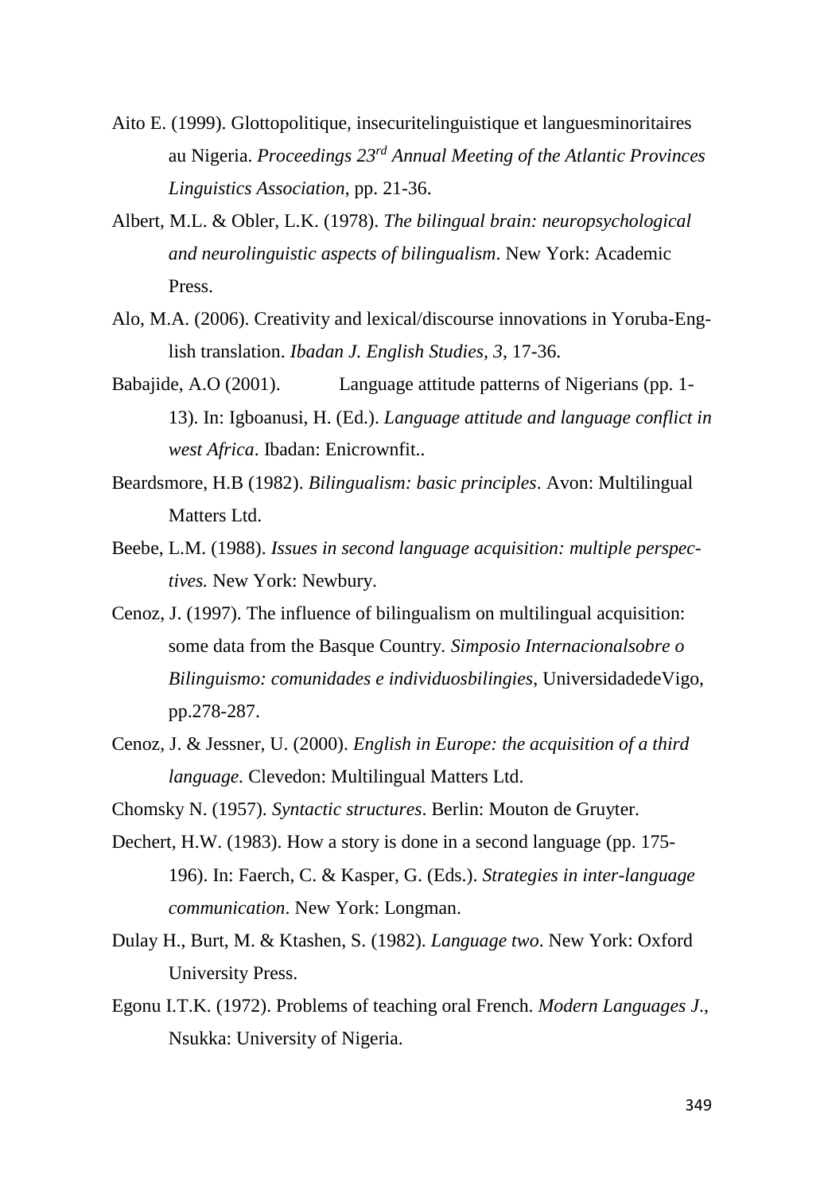Aito E. (1999). Glottopolitique, insecuritelinguistique et languesminoritaires au Nigeria. *Proceedings 23rd Annual Meeting of the Atlantic Provinces Linguistics Association*, pp. 21-36.

Albert, M.L. & Obler, L.K. (1978). *The bilingual brain: neuropsychological and neurolinguistic aspects of bilingualism*. New York: Academic Press.

Alo, M.A. (2006). Creativity and lexical/discourse innovations in Yoruba-English translation. *Ibadan J. English Studies, 3*, 17-36.

Babajide, A.O (2001). Language attitude patterns of Nigerians (pp. 1-13). In: Igboanusi, H. (Ed.). *Language attitude and language conflict in west Africa*. Ibadan: Enicrownfit..

Beardsmore, H.B (1982). *Bilingualism: basic principles*. Avon: Multilingual Matters Ltd.

Beebe, L.M. (1988). *Issues in second language acquisition: multiple perspectives.* New York: Newbury.

Cenoz, J. (1997). The influence of bilingualism on multilingual acquisition: some data from the Basque Country. *Simposio Internacionalsobre o Bilinguismo: comunidades e individuosbilingies*, UniversidadedeVigo, pp.278-287.

Cenoz, J. & Jessner, U. (2000). *English in Europe: the acquisition of a third language.* Clevedon: Multilingual Matters Ltd.

Chomsky N. (1957). *Syntactic structures*. Berlin: Mouton de Gruyter.

Dechert, H.W. (1983). How a story is done in a second language (pp. 175-196). In: Faerch, C. & Kasper, G. (Eds.). *Strategies in inter-language communication*. New York: Longman.

Dulay H., Burt, M. & Ktashen, S. (1982). *Language two*. New York: Oxford University Press.

Egonu I.T.K. (1972). Problems of teaching oral French. *Modern Languages J*., Nsukka: University of Nigeria.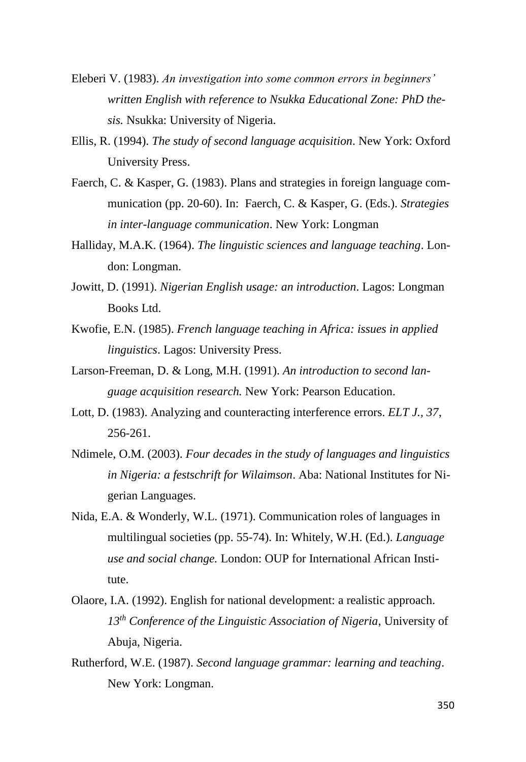Eleberi V. (1983). *An investigation into some common errors in beginners' written English with reference to Nsukka Educational Zone: PhD thesis.* Nsukka: University of Nigeria.

Ellis, R. (1994). *The study of second language acquisition*. New York: Oxford University Press.

Faerch, C. & Kasper, G. (1983). Plans and strategies in foreign language communication (pp. 20-60). In: Faerch, C. & Kasper, G. (Eds.). *Strategies in inter-language communication*. New York: Longman

Halliday, M.A.K. (1964). *The linguistic sciences and language teaching*. London: Longman.

Jowitt, D. (1991). *Nigerian English usage: an introduction*. Lagos: Longman Books Ltd.

Kwofie, E.N. (1985). *French language teaching in Africa: issues in applied linguistics*. Lagos: University Press.

Larson-Freeman, D. & Long, M.H. (1991). *An introduction to second language acquisition research.* New York: Pearson Education.

Lott, D. (1983). Analyzing and counteracting interference errors. *ELT J.*, *37*, 256-261.

Ndimele, O.M. (2003). *Four decades in the study of languages and linguistics in Nigeria: a festschrift for Wilaimson*. Aba: National Institutes for Nigerian Languages.

Nida, E.A. & Wonderly, W.L. (1971). Communication roles of languages in multilingual societies (pp. 55-74). In: Whitely, W.H. (Ed.). *Language use and social change.* London: OUP for International African Institute.

Olaore, I.A. (1992). English for national development: a realistic approach. *13th Conference of the Linguistic Association of Nigeria*, University of Abuja, Nigeria.

Rutherford, W.E. (1987). *Second language grammar: learning and teaching*. New York: Longman.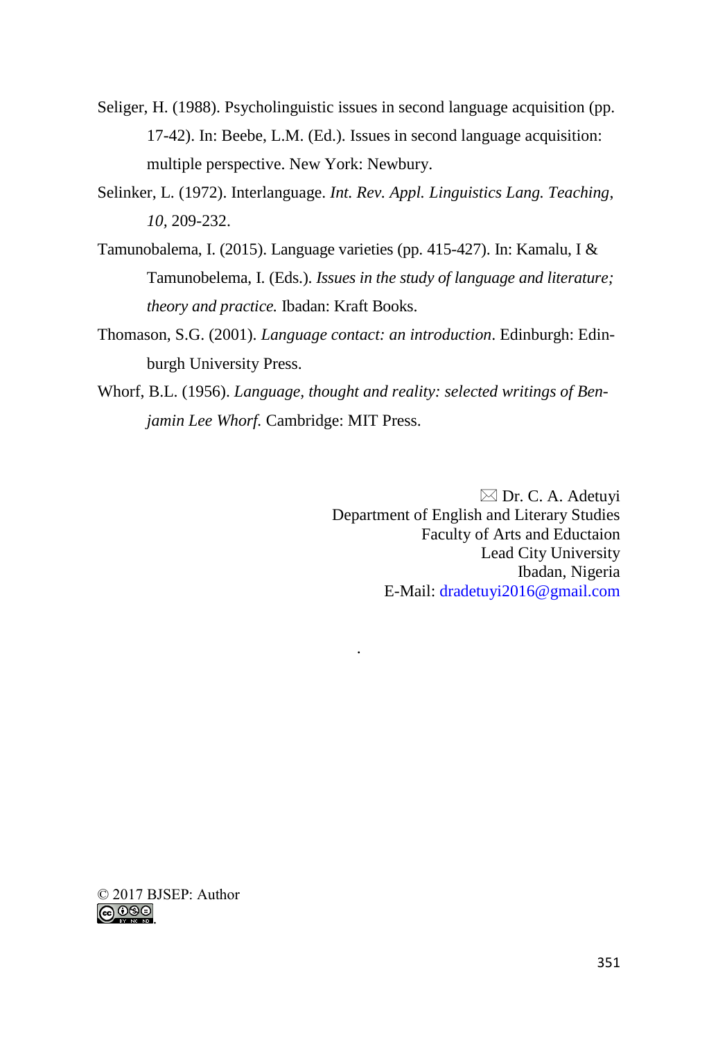Seliger, H. (1988). Psycholinguistic issues in second language acquisition (pp. 17-42). In: Beebe, L.M. (Ed.). Issues in second language acquisition: multiple perspective. New York: Newbury.

Selinker, L. (1972). Interlanguage. *Int. Rev. Appl. Linguistics Lang. Teaching*, *10*, 209-232.

Tamunobalema, I. (2015). Language varieties (pp. 415-427). In: Kamalu, I & Tamunobelema, I. (Eds.). *Issues in the study of language and literature; theory and practice.* Ibadan: Kraft Books.

Thomason, S.G. (2001). *Language contact: an introduction*. Edinburgh: Edinburgh University Press.

Whorf, B.L. (1956). *Language, thought and reality: selected writings of Benjamin Lee Whorf.* Cambridge: MIT Press.

✉ Dr. C. A. Adetuyi
Department of English and Literary Studies
Faculty of Arts and Eductaion
Lead City University
Ibadan, Nigeria
E-Mail: dradetuyi2016@gmail.com

© 2017 BJSEP: Author